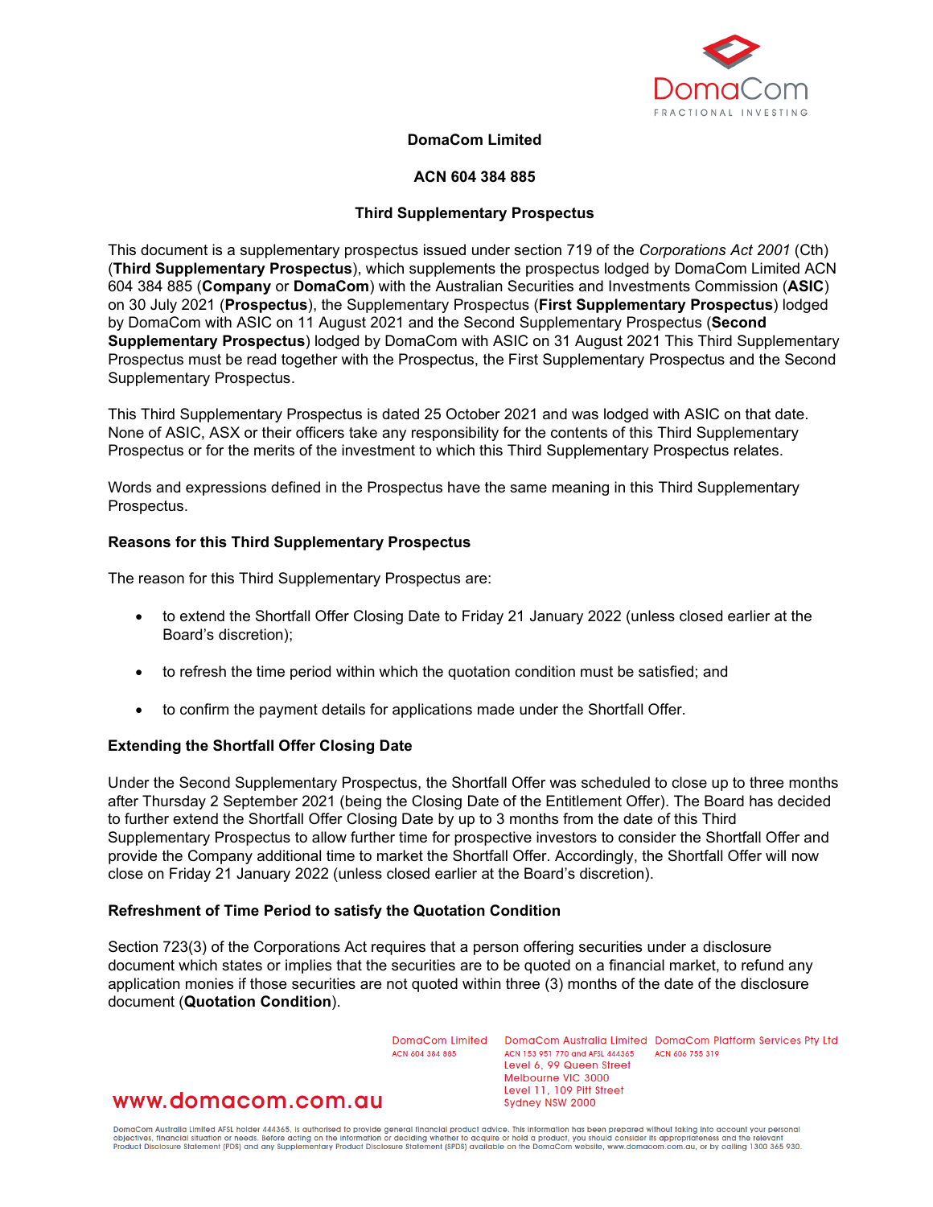**DomaCom Limited**

**ACN 604 384 885**

**Third Supplementary Prospectus**

This document is a supplementary prospectus issued under section 719 of the *Corporations Act 2001* (Cth) (**Third Supplementary Prospectus**), which supplements the prospectus lodged by DomaCom Limited ACN 604 384 885 (**Company** or **DomaCom**) with the Australian Securities and Investments Commission (**ASIC**) on 30 July 2021 (**Prospectus**), the Supplementary Prospectus (**First Supplementary Prospectus**) lodged by DomaCom with ASIC on 11 August 2021 and the Second Supplementary Prospectus (**Second Supplementary Prospectus**) lodged by DomaCom with ASIC on 31 August 2021 This Third Supplementary Prospectus must be read together with the Prospectus, the First Supplementary Prospectus and the Second Supplementary Prospectus.

This Third Supplementary Prospectus is dated 25 October 2021 and was lodged with ASIC on that date. None of ASIC, ASX or their officers take any responsibility for the contents of this Third Supplementary Prospectus or for the merits of the investment to which this Third Supplementary Prospectus relates.

Words and expressions defined in the Prospectus have the same meaning in this Third Supplementary Prospectus.

**Reasons for this Third Supplementary Prospectus**

The reason for this Third Supplementary Prospectus are:

- to extend the Shortfall Offer Closing Date to Friday 21 January 2022 (unless closed earlier at the Board's discretion);
- to refresh the time period within which the quotation condition must be satisfied; and
- to confirm the payment details for applications made under the Shortfall Offer.

**Extending the Shortfall Offer Closing Date**

Under the Second Supplementary Prospectus, the Shortfall Offer was scheduled to close up to three months after Thursday 2 September 2021 (being the Closing Date of the Entitlement Offer). The Board has decided to further extend the Shortfall Offer Closing Date by up to 3 months from the date of this Third Supplementary Prospectus to allow further time for prospective investors to consider the Shortfall Offer and provide the Company additional time to market the Shortfall Offer. Accordingly, the Shortfall Offer will now close on Friday 21 January 2022 (unless closed earlier at the Board's discretion).

**Refreshment of Time Period to satisfy the Quotation Condition**

Section 723(3) of the Corporations Act requires that a person offering securities under a disclosure document which states or implies that the securities are to be quoted on a financial market, to refund any application monies if those securities are not quoted within three (3) months of the date of the disclosure document (**Quotation Condition**).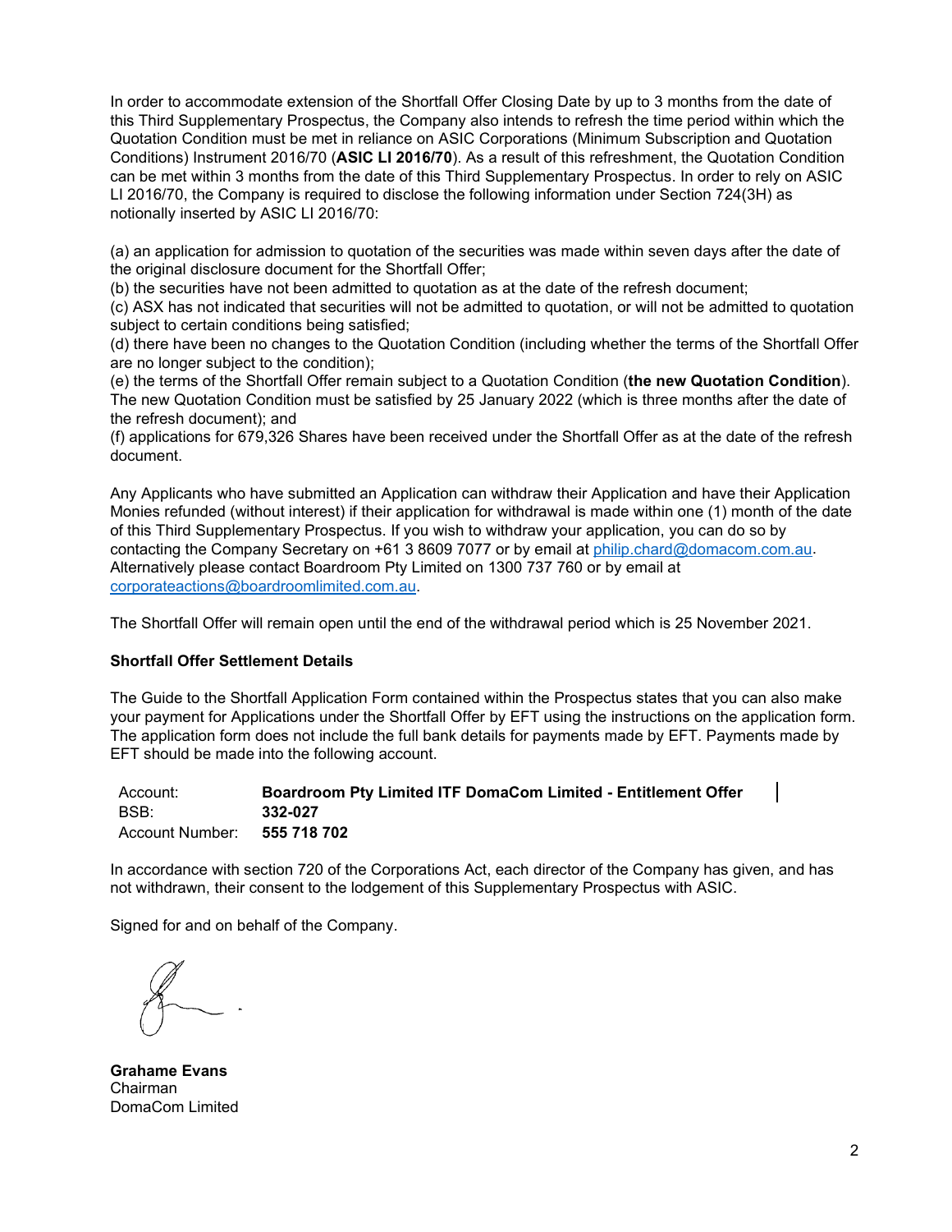In order to accommodate extension of the Shortfall Offer Closing Date by up to 3 months from the date of this Third Supplementary Prospectus, the Company also intends to refresh the time period within which the Quotation Condition must be met in reliance on ASIC Corporations (Minimum Subscription and Quotation Conditions) Instrument 2016/70 (**ASIC LI 2016/70**). As a result of this refreshment, the Quotation Condition can be met within 3 months from the date of this Third Supplementary Prospectus. In order to rely on ASIC LI 2016/70, the Company is required to disclose the following information under Section 724(3H) as notionally inserted by ASIC LI 2016/70:

(a) an application for admission to quotation of the securities was made within seven days after the date of the original disclosure document for the Shortfall Offer;
(b) the securities have not been admitted to quotation as at the date of the refresh document;
(c) ASX has not indicated that securities will not be admitted to quotation, or will not be admitted to quotation subject to certain conditions being satisfied;
(d) there have been no changes to the Quotation Condition (including whether the terms of the Shortfall Offer are no longer subject to the condition);
(e) the terms of the Shortfall Offer remain subject to a Quotation Condition (**the new Quotation Condition**). The new Quotation Condition must be satisfied by 25 January 2022 (which is three months after the date of the refresh document); and
(f) applications for 679,326 Shares have been received under the Shortfall Offer as at the date of the refresh document.

Any Applicants who have submitted an Application can withdraw their Application and have their Application Monies refunded (without interest) if their application for withdrawal is made within one (1) month of the date of this Third Supplementary Prospectus. If you wish to withdraw your application, you can do so by contacting the Company Secretary on +61 3 8609 7077 or by email at philip.chard@domacom.com.au. Alternatively please contact Boardroom Pty Limited on 1300 737 760 or by email at corporateactions@boardroomlimited.com.au.

The Shortfall Offer will remain open until the end of the withdrawal period which is 25 November 2021.

**Shortfall Offer Settlement Details**

The Guide to the Shortfall Application Form contained within the Prospectus states that you can also make your payment for Applications under the Shortfall Offer by EFT using the instructions on the application form. The application form does not include the full bank details for payments made by EFT. Payments made by EFT should be made into the following account.

| | |
|---|---|
| Account: | **Boardroom Pty Limited ITF DomaCom Limited - Entitlement Offer** |
| BSB: | **332-027** |
| Account Number: | **555 718 702** |

In accordance with section 720 of the Corporations Act, each director of the Company has given, and has not withdrawn, their consent to the lodgement of this Supplementary Prospectus with ASIC.

Signed for and on behalf of the Company.

**Grahame Evans**
Chairman
DomaCom Limited